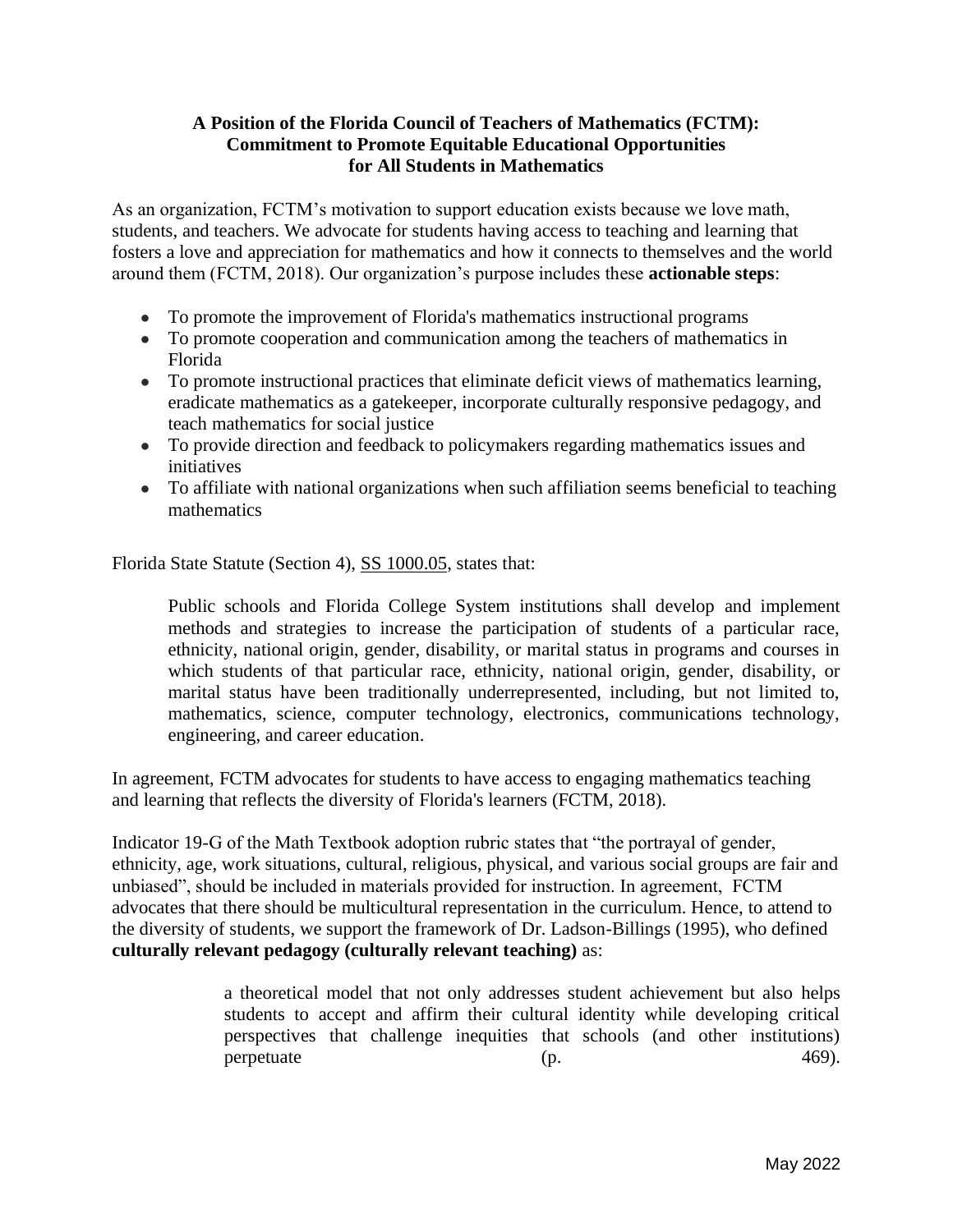**A Position of the Florida Council of Teachers of Mathematics (FCTM): Commitment to Promote Equitable Educational Opportunities for All Students in Mathematics**

As an organization, FCTM's motivation to support education exists because we love math, students, and teachers. We advocate for students having access to teaching and learning that fosters a love and appreciation for mathematics and how it connects to themselves and the world around them (FCTM, 2018). Our organization's purpose includes these **actionable steps**:

- To promote the improvement of Florida's mathematics instructional programs
- To promote cooperation and communication among the teachers of mathematics in Florida
- To promote instructional practices that eliminate deficit views of mathematics learning, eradicate mathematics as a gatekeeper, incorporate culturally responsive pedagogy, and teach mathematics for social justice
- To provide direction and feedback to policymakers regarding mathematics issues and initiatives
- To affiliate with national organizations when such affiliation seems beneficial to teaching mathematics

Florida State Statute (Section 4), SS 1000.05, states that:

> Public schools and Florida College System institutions shall develop and implement methods and strategies to increase the participation of students of a particular race, ethnicity, national origin, gender, disability, or marital status in programs and courses in which students of that particular race, ethnicity, national origin, gender, disability, or marital status have been traditionally underrepresented, including, but not limited to, mathematics, science, computer technology, electronics, communications technology, engineering, and career education.

In agreement, FCTM advocates for students to have access to engaging mathematics teaching and learning that reflects the diversity of Florida's learners (FCTM, 2018).

Indicator 19-G of the Math Textbook adoption rubric states that "the portrayal of gender, ethnicity, age, work situations, cultural, religious, physical, and various social groups are fair and unbiased", should be included in materials provided for instruction. In agreement, FCTM advocates that there should be multicultural representation in the curriculum. Hence, to attend to the diversity of students, we support the framework of Dr. Ladson-Billings (1995), who defined **culturally relevant pedagogy (culturally relevant teaching)** as:

> a theoretical model that not only addresses student achievement but also helps students to accept and affirm their cultural identity while developing critical perspectives that challenge inequities that schools (and other institutions) perpetuate (p. 469).

May 2022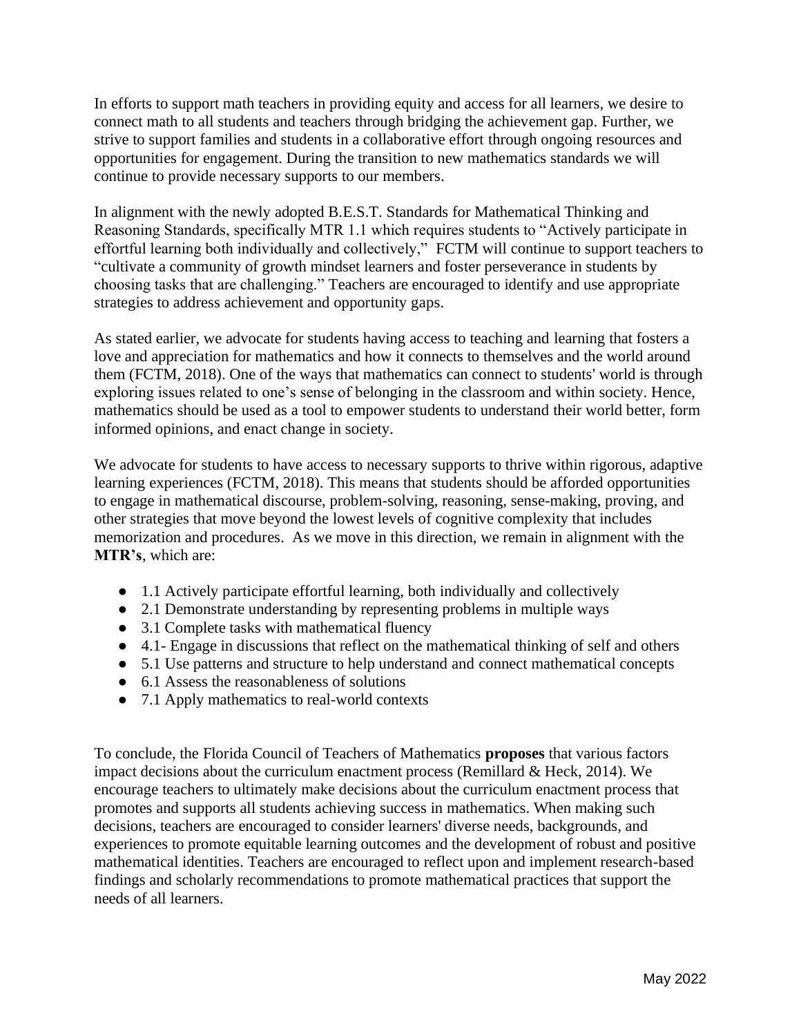In efforts to support math teachers in providing equity and access for all learners, we desire to connect math to all students and teachers through bridging the achievement gap. Further, we strive to support families and students in a collaborative effort through ongoing resources and opportunities for engagement. During the transition to new mathematics standards we will continue to provide necessary supports to our members.

In alignment with the newly adopted B.E.S.T. Standards for Mathematical Thinking and Reasoning Standards, specifically MTR 1.1 which requires students to "Actively participate in effortful learning both individually and collectively," FCTM will continue to support teachers to "cultivate a community of growth mindset learners and foster perseverance in students by choosing tasks that are challenging." Teachers are encouraged to identify and use appropriate strategies to address achievement and opportunity gaps.

As stated earlier, we advocate for students having access to teaching and learning that fosters a love and appreciation for mathematics and how it connects to themselves and the world around them (FCTM, 2018). One of the ways that mathematics can connect to students' world is through exploring issues related to one's sense of belonging in the classroom and within society. Hence, mathematics should be used as a tool to empower students to understand their world better, form informed opinions, and enact change in society.

We advocate for students to have access to necessary supports to thrive within rigorous, adaptive learning experiences (FCTM, 2018). This means that students should be afforded opportunities to engage in mathematical discourse, problem-solving, reasoning, sense-making, proving, and other strategies that move beyond the lowest levels of cognitive complexity that includes memorization and procedures. As we move in this direction, we remain in alignment with the **MTR's**, which are:

- 1.1 Actively participate effortful learning, both individually and collectively
- 2.1 Demonstrate understanding by representing problems in multiple ways
- 3.1 Complete tasks with mathematical fluency
- 4.1- Engage in discussions that reflect on the mathematical thinking of self and others
- 5.1 Use patterns and structure to help understand and connect mathematical concepts
- 6.1 Assess the reasonableness of solutions
- 7.1 Apply mathematics to real-world contexts

To conclude, the Florida Council of Teachers of Mathematics **proposes** that various factors impact decisions about the curriculum enactment process (Remillard & Heck, 2014). We encourage teachers to ultimately make decisions about the curriculum enactment process that promotes and supports all students achieving success in mathematics. When making such decisions, teachers are encouraged to consider learners' diverse needs, backgrounds, and experiences to promote equitable learning outcomes and the development of robust and positive mathematical identities. Teachers are encouraged to reflect upon and implement research-based findings and scholarly recommendations to promote mathematical practices that support the needs of all learners.

May 2022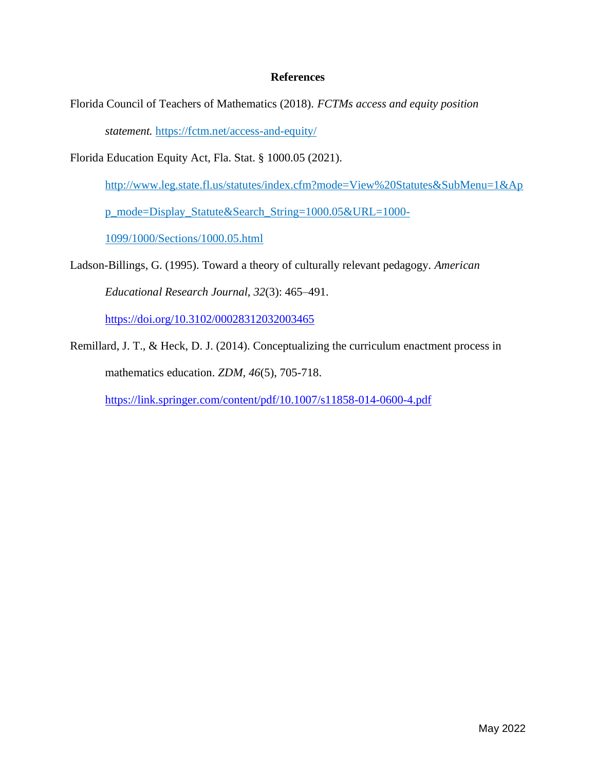# References

Florida Council of Teachers of Mathematics (2018). *FCTMs access and equity position statement.* https://fctm.net/access-and-equity/

Florida Education Equity Act, Fla. Stat. § 1000.05 (2021). http://www.leg.state.fl.us/statutes/index.cfm?mode=View%20Statutes&SubMenu=1&App_mode=Display_Statute&Search_String=1000.05&URL=1000-1099/1000/Sections/1000.05.html

Ladson-Billings, G. (1995). Toward a theory of culturally relevant pedagogy. *American Educational Research Journal, 32*(3): 465–491. https://doi.org/10.3102/00028312032003465

Remillard, J. T., & Heck, D. J. (2014). Conceptualizing the curriculum enactment process in mathematics education. *ZDM, 46*(5), 705-718. https://link.springer.com/content/pdf/10.1007/s11858-014-0600-4.pdf

May 2022